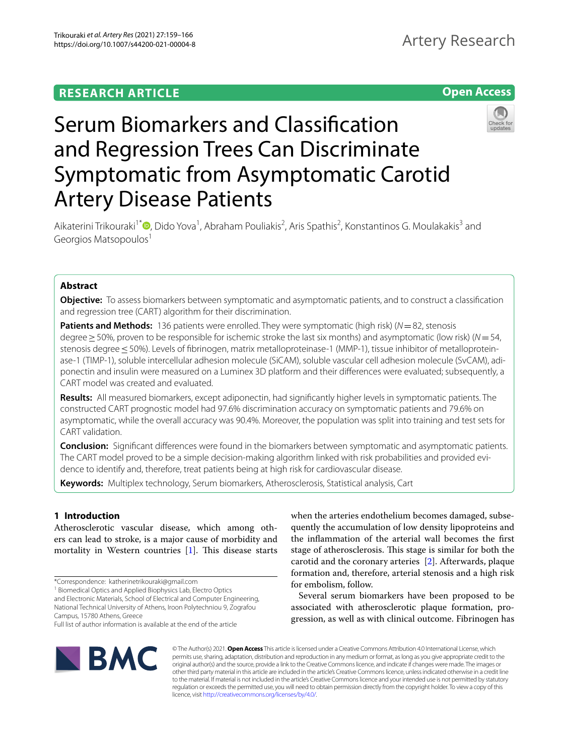**RESEARCH ARTICLE** **Open Access**

# Serum Biomarkers and Classification and Regression Trees Can Discriminate Symptomatic from Asymptomatic Carotid Artery Disease Patients

Aikaterini Trikouraki[1*], Dido Yova[1], Abraham Pouliakis[2], Aris Spathis[2], Konstantinos G. Moulakakis[3] and Georgios Matsopoulos[1]

## Abstract

**Objective:** To assess biomarkers between symptomatic and asymptomatic patients, and to construct a classification and regression tree (CART) algorithm for their discrimination.

**Patients and Methods:** 136 patients were enrolled. They were symptomatic (high risk) ($N=82$, stenosis degree ≥ 50%, proven to be responsible for ischemic stroke the last six months) and asymptomatic (low risk) ($N=54$, stenosis degree ≤ 50%). Levels of fibrinogen, matrix metalloproteinase-1 (MMP-1), tissue inhibitor of metalloproteinase-1 (TIMP-1), soluble intercellular adhesion molecule (SiCAM), soluble vascular cell adhesion molecule (SvCAM), adiponectin and insulin were measured on a Luminex 3D platform and their differences were evaluated; subsequently, a CART model was created and evaluated.

**Results:** All measured biomarkers, except adiponectin, had significantly higher levels in symptomatic patients. The constructed CART prognostic model had 97.6% discrimination accuracy on symptomatic patients and 79.6% on asymptomatic, while the overall accuracy was 90.4%. Moreover, the population was split into training and test sets for CART validation.

**Conclusion:** Significant differences were found in the biomarkers between symptomatic and asymptomatic patients. The CART model proved to be a simple decision-making algorithm linked with risk probabilities and provided evidence to identify and, therefore, treat patients being at high risk for cardiovascular disease.

**Keywords:** Multiplex technology, Serum biomarkers, Atherosclerosis, Statistical analysis, Cart

## 1 Introduction

Atherosclerotic vascular disease, which among others can lead to stroke, is a major cause of morbidity and mortality in Western countries [1]. This disease starts when the arteries endothelium becomes damaged, subsequently the accumulation of low density lipoproteins and the inflammation of the arterial wall becomes the first stage of atherosclerosis. This stage is similar for both the carotid and the coronary arteries [2]. Afterwards, plaque formation and, therefore, arterial stenosis and a high risk for embolism, follow.

Several serum biomarkers have been proposed to be associated with atherosclerotic plaque formation, progression, as well as with clinical outcome. Fibrinogen has

*Correspondence: katherinetrikouraki@gmail.com
[1] Biomedical Optics and Applied Biophysics Lab, Electro Optics and Electronic Materials, School of Electrical and Computer Engineering, National Technical University of Athens, Iroon Polytechniou 9, Zografou Campus, 15780 Athens, Greece
Full list of author information is available at the end of the article

© The Author(s) 2021. **Open Access** This article is licensed under a Creative Commons Attribution 4.0 International License, which permits use, sharing, adaptation, distribution and reproduction in any medium or format, as long as you give appropriate credit to the original author(s) and the source, provide a link to the Creative Commons licence, and indicate if changes were made. The images or other third party material in this article are included in the article's Creative Commons licence, unless indicated otherwise in a credit line to the material. If material is not included in the article's Creative Commons licence and your intended use is not permitted by statutory regulation or exceeds the permitted use, you will need to obtain permission directly from the copyright holder. To view a copy of this licence, visit http://creativecommons.org/licenses/by/4.0/.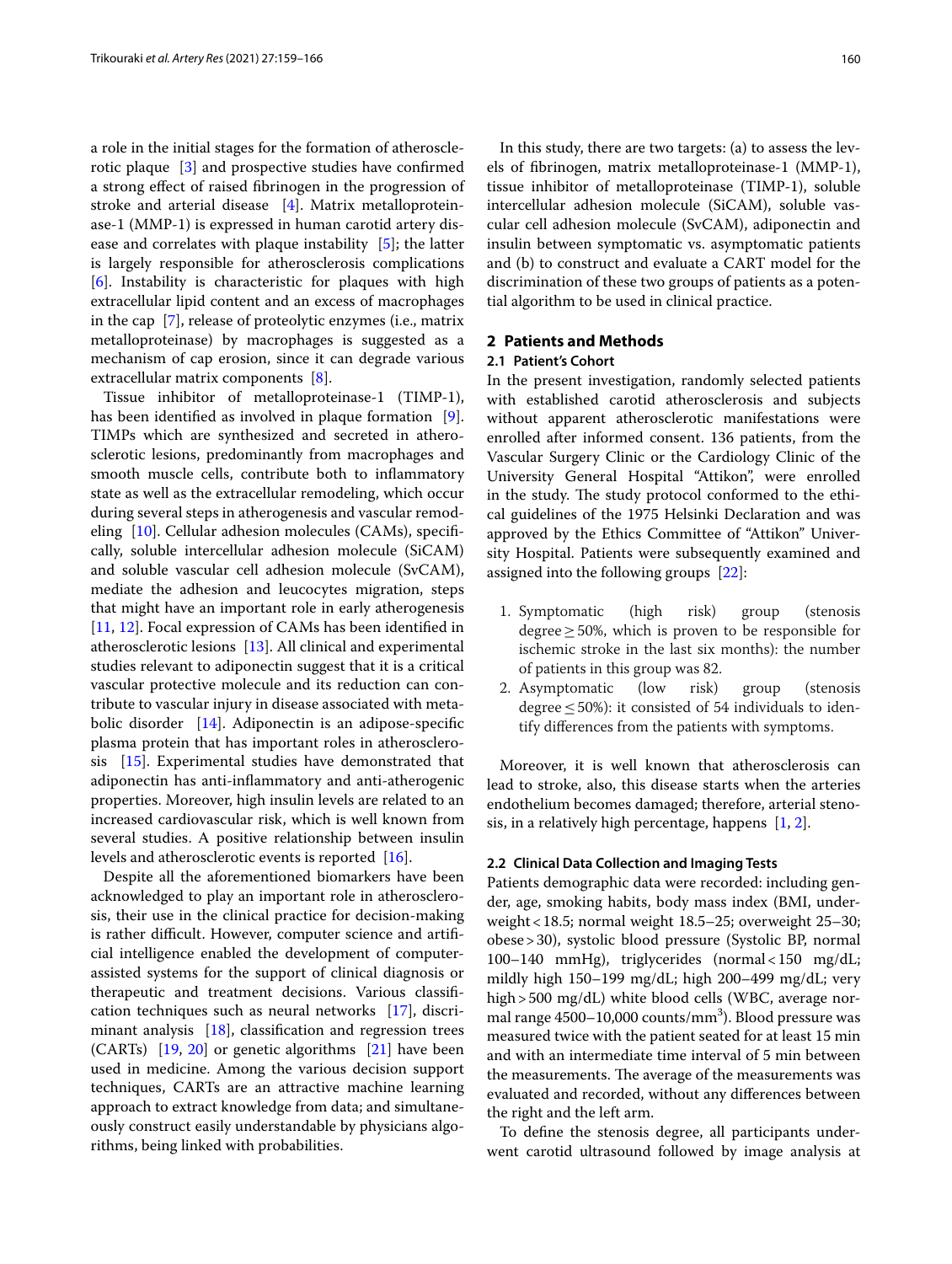a role in the initial stages for the formation of atherosclerotic plaque [3] and prospective studies have confirmed a strong effect of raised fibrinogen in the progression of stroke and arterial disease [4]. Matrix metalloproteinase-1 (MMP-1) is expressed in human carotid artery disease and correlates with plaque instability [5]; the latter is largely responsible for atherosclerosis complications [6]. Instability is characteristic for plaques with high extracellular lipid content and an excess of macrophages in the cap [7], release of proteolytic enzymes (i.e., matrix metalloproteinase) by macrophages is suggested as a mechanism of cap erosion, since it can degrade various extracellular matrix components [8].

Tissue inhibitor of metalloproteinase-1 (TIMP-1), has been identified as involved in plaque formation [9]. TIMPs which are synthesized and secreted in atherosclerotic lesions, predominantly from macrophages and smooth muscle cells, contribute both to inflammatory state as well as the extracellular remodeling, which occur during several steps in atherogenesis and vascular remodeling [10]. Cellular adhesion molecules (CAMs), specifically, soluble intercellular adhesion molecule (SiCAM) and soluble vascular cell adhesion molecule (SvCAM), mediate the adhesion and leucocytes migration, steps that might have an important role in early atherogenesis [11, 12]. Focal expression of CAMs has been identified in atherosclerotic lesions [13]. All clinical and experimental studies relevant to adiponectin suggest that it is a critical vascular protective molecule and its reduction can contribute to vascular injury in disease associated with metabolic disorder [14]. Adiponectin is an adipose-specific plasma protein that has important roles in atherosclerosis [15]. Experimental studies have demonstrated that adiponectin has anti-inflammatory and anti-atherogenic properties. Moreover, high insulin levels are related to an increased cardiovascular risk, which is well known from several studies. A positive relationship between insulin levels and atherosclerotic events is reported [16].

Despite all the aforementioned biomarkers have been acknowledged to play an important role in atherosclerosis, their use in the clinical practice for decision-making is rather difficult. However, computer science and artificial intelligence enabled the development of computer-assisted systems for the support of clinical diagnosis or therapeutic and treatment decisions. Various classification techniques such as neural networks [17], discriminant analysis [18], classification and regression trees (CARTs) [19, 20] or genetic algorithms [21] have been used in medicine. Among the various decision support techniques, CARTs are an attractive machine learning approach to extract knowledge from data; and simultaneously construct easily understandable by physicians algorithms, being linked with probabilities.

In this study, there are two targets: (a) to assess the levels of fibrinogen, matrix metalloproteinase-1 (MMP-1), tissue inhibitor of metalloproteinase (TIMP-1), soluble intercellular adhesion molecule (SiCAM), soluble vascular cell adhesion molecule (SvCAM), adiponectin and insulin between symptomatic vs. asymptomatic patients and (b) to construct and evaluate a CART model for the discrimination of these two groups of patients as a potential algorithm to be used in clinical practice.

## 2 Patients and Methods

### 2.1 Patient's Cohort

In the present investigation, randomly selected patients with established carotid atherosclerosis and subjects without apparent atherosclerotic manifestations were enrolled after informed consent. 136 patients, from the Vascular Surgery Clinic or the Cardiology Clinic of the University General Hospital "Attikon", were enrolled in the study. The study protocol conformed to the ethical guidelines of the 1975 Helsinki Declaration and was approved by the Ethics Committee of "Attikon" University Hospital. Patients were subsequently examined and assigned into the following groups [22]:

1. Symptomatic (high risk) group (stenosis degree ≥ 50%, which is proven to be responsible for ischemic stroke in the last six months): the number of patients in this group was 82.
2. Asymptomatic (low risk) group (stenosis degree ≤ 50%): it consisted of 54 individuals to identify differences from the patients with symptoms.

Moreover, it is well known that atherosclerosis can lead to stroke, also, this disease starts when the arteries endothelium becomes damaged; therefore, arterial stenosis, in a relatively high percentage, happens [1, 2].

### 2.2 Clinical Data Collection and Imaging Tests

Patients demographic data were recorded: including gender, age, smoking habits, body mass index (BMI, underweight < 18.5; normal weight 18.5–25; overweight 25–30; obese > 30), systolic blood pressure (Systolic BP, normal 100–140 mmHg), triglycerides (normal < 150 mg/dL; mildly high 150–199 mg/dL; high 200–499 mg/dL; very high > 500 mg/dL) white blood cells (WBC, average normal range 4500–10,000 counts/mm$^3$). Blood pressure was measured twice with the patient seated for at least 15 min and with an intermediate time interval of 5 min between the measurements. The average of the measurements was evaluated and recorded, without any differences between the right and the left arm.

To define the stenosis degree, all participants underwent carotid ultrasound followed by image analysis at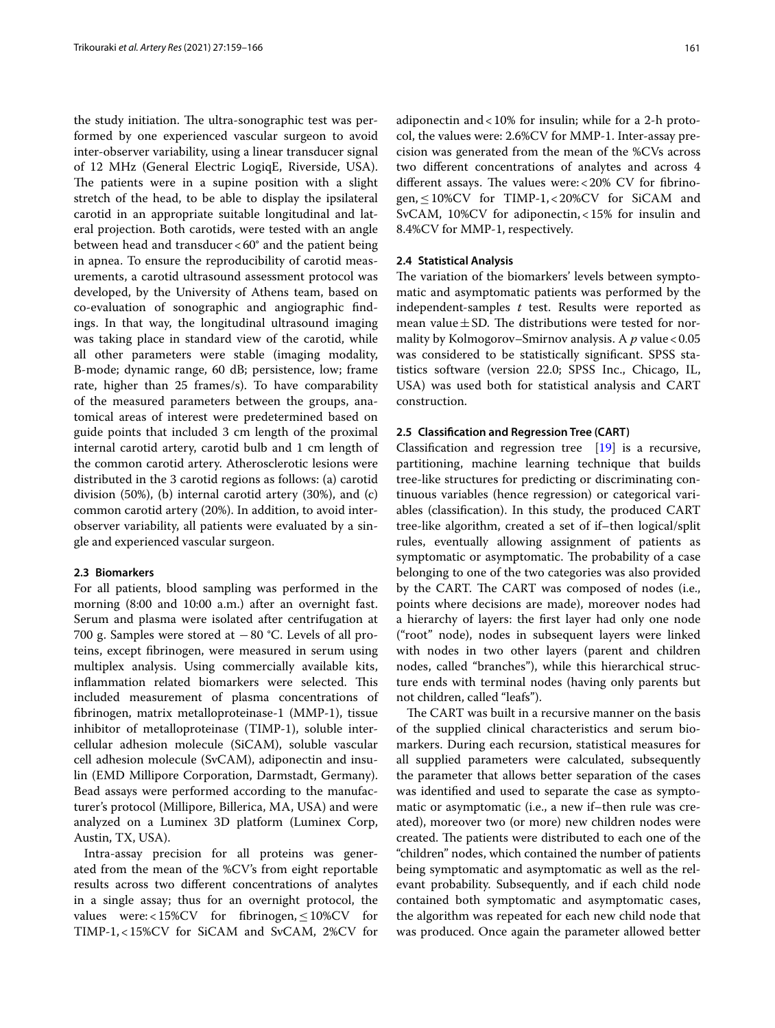the study initiation. The ultra-sonographic test was performed by one experienced vascular surgeon to avoid inter-observer variability, using a linear transducer signal of 12 MHz (General Electric LogiqE, Riverside, USA). The patients were in a supine position with a slight stretch of the head, to be able to display the ipsilateral carotid in an appropriate suitable longitudinal and lateral projection. Both carotids, were tested with an angle between head and transducer < 60° and the patient being in apnea. To ensure the reproducibility of carotid measurements, a carotid ultrasound assessment protocol was developed, by the University of Athens team, based on co-evaluation of sonographic and angiographic findings. In that way, the longitudinal ultrasound imaging was taking place in standard view of the carotid, while all other parameters were stable (imaging modality, B-mode; dynamic range, 60 dB; persistence, low; frame rate, higher than 25 frames/s). To have comparability of the measured parameters between the groups, anatomical areas of interest were predetermined based on guide points that included 3 cm length of the proximal internal carotid artery, carotid bulb and 1 cm length of the common carotid artery. Atherosclerotic lesions were distributed in the 3 carotid regions as follows: (a) carotid division (50%), (b) internal carotid artery (30%), and (c) common carotid artery (20%). In addition, to avoid inter-observer variability, all patients were evaluated by a single and experienced vascular surgeon.

### 2.3 Biomarkers

For all patients, blood sampling was performed in the morning (8:00 and 10:00 a.m.) after an overnight fast. Serum and plasma were isolated after centrifugation at 700 g. Samples were stored at −80 °C. Levels of all proteins, except fibrinogen, were measured in serum using multiplex analysis. Using commercially available kits, inflammation related biomarkers were selected. This included measurement of plasma concentrations of fibrinogen, matrix metalloproteinase-1 (MMP-1), tissue inhibitor of metalloproteinase (TIMP-1), soluble intercellular adhesion molecule (SiCAM), soluble vascular cell adhesion molecule (SvCAM), adiponectin and insulin (EMD Millipore Corporation, Darmstadt, Germany). Bead assays were performed according to the manufacturer's protocol (Millipore, Billerica, MA, USA) and were analyzed on a Luminex 3D platform (Luminex Corp, Austin, TX, USA).

Intra-assay precision for all proteins was generated from the mean of the %CV's from eight reportable results across two different concentrations of analytes in a single assay; thus for an overnight protocol, the values were: < 15%CV for fibrinogen, ≤ 10%CV for TIMP-1, < 15%CV for SiCAM and SvCAM, 2%CV for adiponectin and < 10% for insulin; while for a 2-h protocol, the values were: 2.6%CV for MMP-1. Inter-assay precision was generated from the mean of the %CVs across two different concentrations of analytes and across 4 different assays. The values were: < 20% CV for fibrinogen, ≤ 10%CV for TIMP-1, < 20%CV for SiCAM and SvCAM, 10%CV for adiponectin, < 15% for insulin and 8.4%CV for MMP-1, respectively.

### 2.4 Statistical Analysis

The variation of the biomarkers' levels between symptomatic and asymptomatic patients was performed by the independent-samples *t* test. Results were reported as mean value ± SD. The distributions were tested for normality by Kolmogorov–Smirnov analysis. A *p* value < 0.05 was considered to be statistically significant. SPSS statistics software (version 22.0; SPSS Inc., Chicago, IL, USA) was used both for statistical analysis and CART construction.

### 2.5 Classification and Regression Tree (CART)

Classification and regression tree [19] is a recursive, partitioning, machine learning technique that builds tree-like structures for predicting or discriminating continuous variables (hence regression) or categorical variables (classification). In this study, the produced CART tree-like algorithm, created a set of if–then logical/split rules, eventually allowing assignment of patients as symptomatic or asymptomatic. The probability of a case belonging to one of the two categories was also provided by the CART. The CART was composed of nodes (i.e., points where decisions are made), moreover nodes had a hierarchy of layers: the first layer had only one node ("root" node), nodes in subsequent layers were linked with nodes in two other layers (parent and children nodes, called "branches"), while this hierarchical structure ends with terminal nodes (having only parents but not children, called "leafs").

The CART was built in a recursive manner on the basis of the supplied clinical characteristics and serum biomarkers. During each recursion, statistical measures for all supplied parameters were calculated, subsequently the parameter that allows better separation of the cases was identified and used to separate the case as symptomatic or asymptomatic (i.e., a new if–then rule was created), moreover two (or more) new children nodes were created. The patients were distributed to each one of the "children" nodes, which contained the number of patients being symptomatic and asymptomatic as well as the relevant probability. Subsequently, and if each child node contained both symptomatic and asymptomatic cases, the algorithm was repeated for each new child node that was produced. Once again the parameter allowed better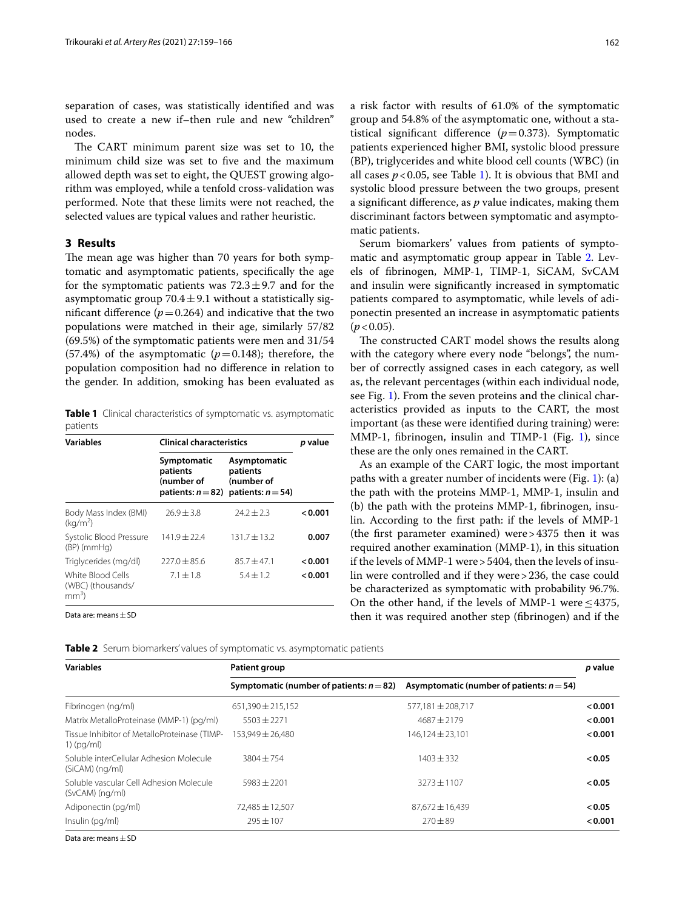separation of cases, was statistically identified and was used to create a new if–then rule and new "children" nodes.

The CART minimum parent size was set to 10, the minimum child size was set to five and the maximum allowed depth was set to eight, the QUEST growing algorithm was employed, while a tenfold cross-validation was performed. Note that these limits were not reached, the selected values are typical values and rather heuristic.

## 3 Results

The mean age was higher than 70 years for both symptomatic and asymptomatic patients, specifically the age for the symptomatic patients was $72.3 \pm 9.7$ and for the asymptomatic group $70.4 \pm 9.1$ without a statistically significant difference ($p = 0.264$) and indicative that the two populations were matched in their age, similarly 57/82 (69.5%) of the symptomatic patients were men and 31/54 (57.4%) of the asymptomatic ($p = 0.148$); therefore, the population composition had no difference in relation to the gender. In addition, smoking has been evaluated as a risk factor with results of 61.0% of the symptomatic group and 54.8% of the asymptomatic one, without a statistical significant difference ($p = 0.373$). Symptomatic patients experienced higher BMI, systolic blood pressure (BP), triglycerides and white blood cell counts (WBC) (in all cases $p < 0.05$, see Table 1). It is obvious that BMI and systolic blood pressure between the two groups, present a significant difference, as *p* value indicates, making them discriminant factors between symptomatic and asymptomatic patients.

**Table 1** Clinical characteristics of symptomatic vs. asymptomatic patients

| Variables | Clinical characteristics | | *p* value |
|---|---|---|---|
| | Symptomatic patients (number of patients: $n = 82$) | Asymptomatic patients (number of patients: $n = 54$) | |
| Body Mass Index (BMI) (kg/m$^2$) | $26.9 \pm 3.8$ | $24.2 \pm 2.3$ | **< 0.001** |
| Systolic Blood Pressure (BP) (mmHg) | $141.9 \pm 22.4$ | $131.7 \pm 13.2$ | **0.007** |
| Triglycerides (mg/dl) | $227.0 \pm 85.6$ | $85.7 \pm 47.1$ | **< 0.001** |
| White Blood Cells (WBC) (thousands/mm$^3$) | $7.1 \pm 1.8$ | $5.4 \pm 1.2$ | **< 0.001** |

Data are: means ± SD

Serum biomarkers' values from patients of symptomatic and asymptomatic group appear in Table 2. Levels of fibrinogen, MMP-1, TIMP-1, SiCAM, SvCAM and insulin were significantly increased in symptomatic patients compared to asymptomatic, while levels of adiponectin presented an increase in asymptomatic patients ($p < 0.05$).

The constructed CART model shows the results along with the category where every node "belongs", the number of correctly assigned cases in each category, as well as, the relevant percentages (within each individual node, see Fig. 1). From the seven proteins and the clinical characteristics provided as inputs to the CART, the most important (as these were identified during training) were: MMP-1, fibrinogen, insulin and TIMP-1 (Fig. 1), since these are the only ones remained in the CART.

As an example of the CART logic, the most important paths with a greater number of incidents were (Fig. 1): (a) the path with the proteins MMP-1, MMP-1, insulin and (b) the path with the proteins MMP-1, fibrinogen, insulin. According to the first path: if the levels of MMP-1 (the first parameter examined) were > 4375 then it was required another examination (MMP-1), in this situation if the levels of MMP-1 were > 5404, then the levels of insulin were controlled and if they were > 236, the case could be characterized as symptomatic with probability 96.7%. On the other hand, if the levels of MMP-1 were ≤ 4375, then it was required another step (fibrinogen) and if the

**Table 2** Serum biomarkers' values of symptomatic vs. asymptomatic patients

| Variables | Patient group | | *p* value |
|---|---|---|---|
| | Symptomatic (number of patients: $n = 82$) | Asymptomatic (number of patients: $n = 54$) | |
| Fibrinogen (ng/ml) | $651{,}390 \pm 215{,}152$ | $577{,}181 \pm 208{,}717$ | **< 0.001** |
| Matrix MetalloProteinase (MMP-1) (pg/ml) | $5503 \pm 2271$ | $4687 \pm 2179$ | **< 0.001** |
| Tissue Inhibitor of MetalloProteinase (TIMP-1) (pg/ml) | $153{,}949 \pm 26{,}480$ | $146{,}124 \pm 23{,}101$ | **< 0.001** |
| Soluble interCellular Adhesion Molecule (SiCAM) (ng/ml) | $3804 \pm 754$ | $1403 \pm 332$ | **< 0.05** |
| Soluble vascular Cell Adhesion Molecule (SvCAM) (ng/ml) | $5983 \pm 2201$ | $3273 \pm 1107$ | **< 0.05** |
| Adiponectin (pg/ml) | $72{,}485 \pm 12{,}507$ | $87{,}672 \pm 16{,}439$ | **< 0.05** |
| Insulin (pg/ml) | $295 \pm 107$ | $270 \pm 89$ | **< 0.001** |

Data are: means ± SD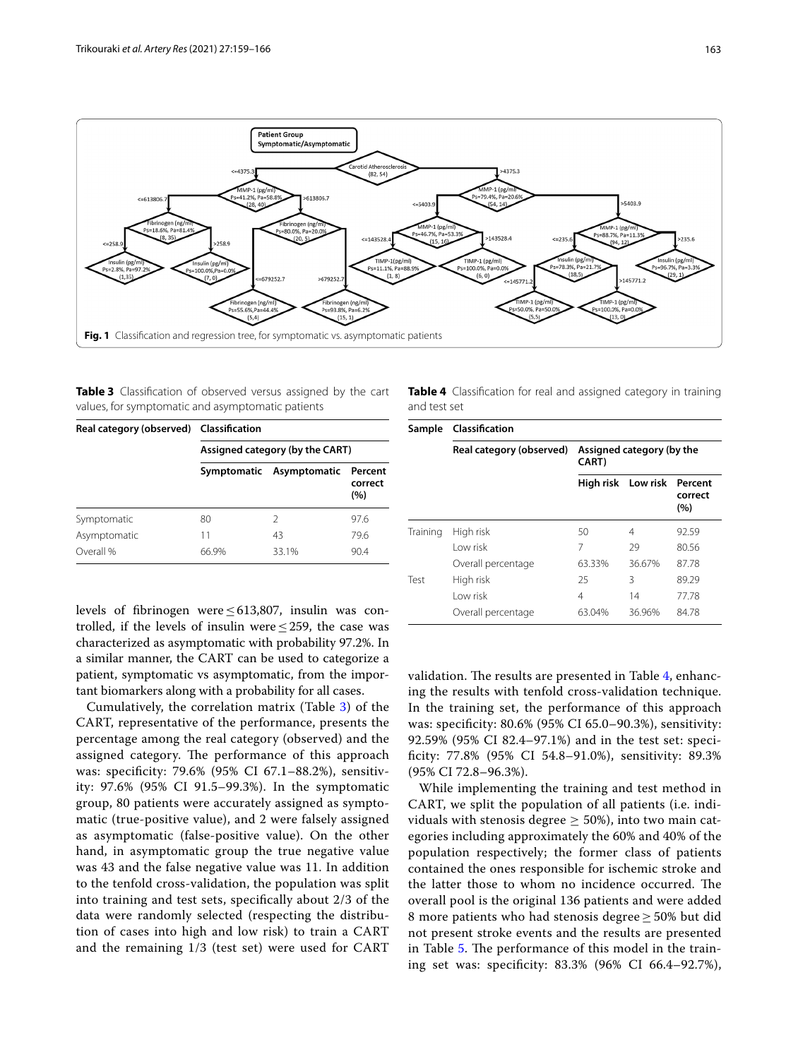Fig. 1 Classification and regression tree, for symptomatic vs. asymptomatic patients

**Table 3** Classification of observed versus assigned by the cart values, for symptomatic and asymptomatic patients

| Real category (observed) | Classification | | |
|---|---|---|---|
| | Assigned category (by the CART) | | |
| | Symptomatic | Asymptomatic | Percent correct (%) |
| Symptomatic | 80 | 2 | 97.6 |
| Asymptomatic | 11 | 43 | 79.6 |
| Overall % | 66.9% | 33.1% | 90.4 |

levels of fibrinogen were ≤ 613,807, insulin was controlled, if the levels of insulin were ≤ 259, the case was characterized as asymptomatic with probability 97.2%. In a similar manner, the CART can be used to categorize a patient, symptomatic vs asymptomatic, from the important biomarkers along with a probability for all cases.

Cumulatively, the correlation matrix (Table 3) of the CART, representative of the performance, presents the percentage among the real category (observed) and the assigned category. The performance of this approach was: specificity: 79.6% (95% CI 67.1–88.2%), sensitivity: 97.6% (95% CI 91.5–99.3%). In the symptomatic group, 80 patients were accurately assigned as symptomatic (true-positive value), and 2 were falsely assigned as asymptomatic (false-positive value). On the other hand, in asymptomatic group the true negative value was 43 and the false negative value was 11. In addition to the tenfold cross-validation, the population was split into training and test sets, specifically about 2/3 of the data were randomly selected (respecting the distribution of cases into high and low risk) to train a CART and the remaining 1/3 (test set) were used for CART validation. The results are presented in Table 4, enhancing the results with tenfold cross-validation technique. In the training set, the performance of this approach was: specificity: 80.6% (95% CI 65.0–90.3%), sensitivity: 92.59% (95% CI 82.4–97.1%) and in the test set: specificity: 77.8% (95% CI 54.8–91.0%), sensitivity: 89.3% (95% CI 72.8–96.3%).

**Table 4** Classification for real and assigned category in training and test set

| Sample | Classification | | | |
|---|---|---|---|---|
| | Real category (observed) | Assigned category (by the CART) | | |
| | | High risk | Low risk | Percent correct (%) |
| Training | High risk | 50 | 4 | 92.59 |
| | Low risk | 7 | 29 | 80.56 |
| | Overall percentage | 63.33% | 36.67% | 87.78 |
| Test | High risk | 25 | 3 | 89.29 |
| | Low risk | 4 | 14 | 77.78 |
| | Overall percentage | 63.04% | 36.96% | 84.78 |

While implementing the training and test method in CART, we split the population of all patients (i.e. individuals with stenosis degree ≥ 50%), into two main categories including approximately the 60% and 40% of the population respectively; the former class of patients contained the ones responsible for ischemic stroke and the latter those to whom no incidence occurred. The overall pool is the original 136 patients and were added 8 more patients who had stenosis degree ≥ 50% but did not present stroke events and the results are presented in Table 5. The performance of this model in the training set was: specificity: 83.3% (96% CI 66.4–92.7%),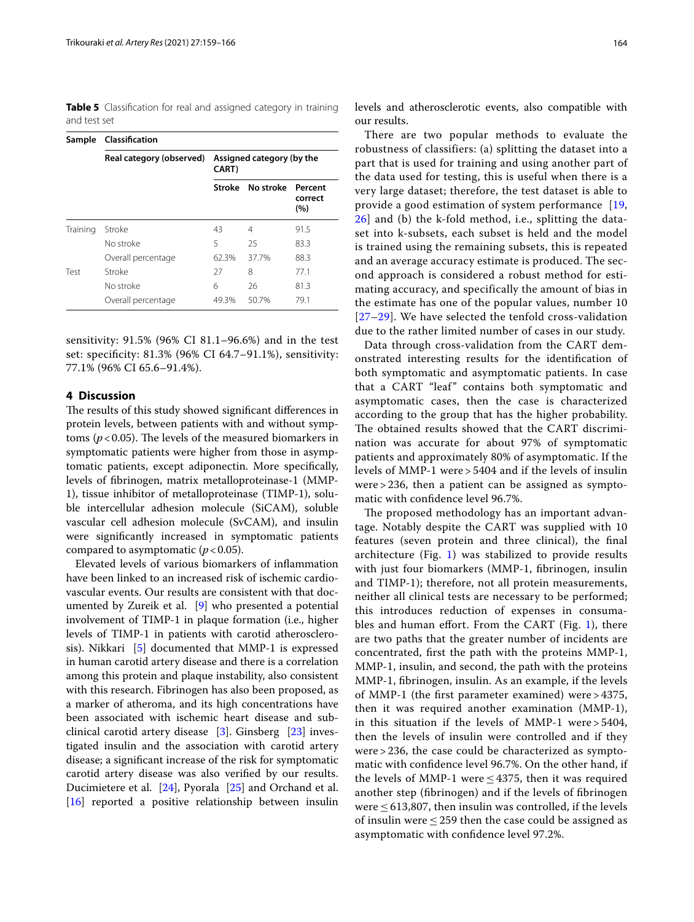**Table 5** Classification for real and assigned category in training and test set

| Sample | Classification | | | |
|---|---|---|---|---|
| | Real category (observed) | Assigned category (by the CART) | | |
| | | Stroke | No stroke | Percent correct (%) |
| Training | Stroke | 43 | 4 | 91.5 |
| | No stroke | 5 | 25 | 83.3 |
| | Overall percentage | 62.3% | 37.7% | 88.3 |
| Test | Stroke | 27 | 8 | 77.1 |
| | No stroke | 6 | 26 | 81.3 |
| | Overall percentage | 49.3% | 50.7% | 79.1 |

sensitivity: 91.5% (96% CI 81.1–96.6%) and in the test set: specificity: 81.3% (96% CI 64.7–91.1%), sensitivity: 77.1% (96% CI 65.6–91.4%).

## 4 Discussion

The results of this study showed significant differences in protein levels, between patients with and without symptoms ($p<0.05$). The levels of the measured biomarkers in symptomatic patients were higher from those in asymptomatic patients, except adiponectin. More specifically, levels of fibrinogen, matrix metalloproteinase-1 (MMP-1), tissue inhibitor of metalloproteinase (TIMP-1), soluble intercellular adhesion molecule (SiCAM), soluble vascular cell adhesion molecule (SvCAM), and insulin were significantly increased in symptomatic patients compared to asymptomatic ($p<0.05$).

Elevated levels of various biomarkers of inflammation have been linked to an increased risk of ischemic cardiovascular events. Our results are consistent with that documented by Zureik et al. [9] who presented a potential involvement of TIMP-1 in plaque formation (i.e., higher levels of TIMP-1 in patients with carotid atherosclerosis). Nikkari [5] documented that MMP-1 is expressed in human carotid artery disease and there is a correlation among this protein and plaque instability, also consistent with this research. Fibrinogen has also been proposed, as a marker of atheroma, and its high concentrations have been associated with ischemic heart disease and subclinical carotid artery disease [3]. Ginsberg [23] investigated insulin and the association with carotid artery disease; a significant increase of the risk for symptomatic carotid artery disease was also verified by our results. Ducimietere et al. [24], Pyorala [25] and Orchand et al. [16] reported a positive relationship between insulin levels and atherosclerotic events, also compatible with our results.

There are two popular methods to evaluate the robustness of classifiers: (a) splitting the dataset into a part that is used for training and using another part of the data used for testing, this is useful when there is a very large dataset; therefore, the test dataset is able to provide a good estimation of system performance [19, 26] and (b) the k-fold method, i.e., splitting the dataset into k-subsets, each subset is held and the model is trained using the remaining subsets, this is repeated and an average accuracy estimate is produced. The second approach is considered a robust method for estimating accuracy, and specifically the amount of bias in the estimate has one of the popular values, number 10 [27–29]. We have selected the tenfold cross-validation due to the rather limited number of cases in our study.

Data through cross-validation from the CART demonstrated interesting results for the identification of both symptomatic and asymptomatic patients. In case that a CART "leaf" contains both symptomatic and asymptomatic cases, then the case is characterized according to the group that has the higher probability. The obtained results showed that the CART discrimination was accurate for about 97% of symptomatic patients and approximately 80% of asymptomatic. If the levels of MMP-1 were >5404 and if the levels of insulin were >236, then a patient can be assigned as symptomatic with confidence level 96.7%.

The proposed methodology has an important advantage. Notably despite the CART was supplied with 10 features (seven protein and three clinical), the final architecture (Fig. 1) was stabilized to provide results with just four biomarkers (MMP-1, fibrinogen, insulin and TIMP-1); therefore, not all protein measurements, neither all clinical tests are necessary to be performed; this introduces reduction of expenses in consumables and human effort. From the CART (Fig. 1), there are two paths that the greater number of incidents are concentrated, first the path with the proteins MMP-1, MMP-1, insulin, and second, the path with the proteins MMP-1, fibrinogen, insulin. As an example, if the levels of MMP-1 (the first parameter examined) were >4375, then it was required another examination (MMP-1), in this situation if the levels of MMP-1 were >5404, then the levels of insulin were controlled and if they were >236, the case could be characterized as symptomatic with confidence level 96.7%. On the other hand, if the levels of MMP-1 were ≤4375, then it was required another step (fibrinogen) and if the levels of fibrinogen were ≤613,807, then insulin was controlled, if the levels of insulin were ≤259 then the case could be assigned as asymptomatic with confidence level 97.2%.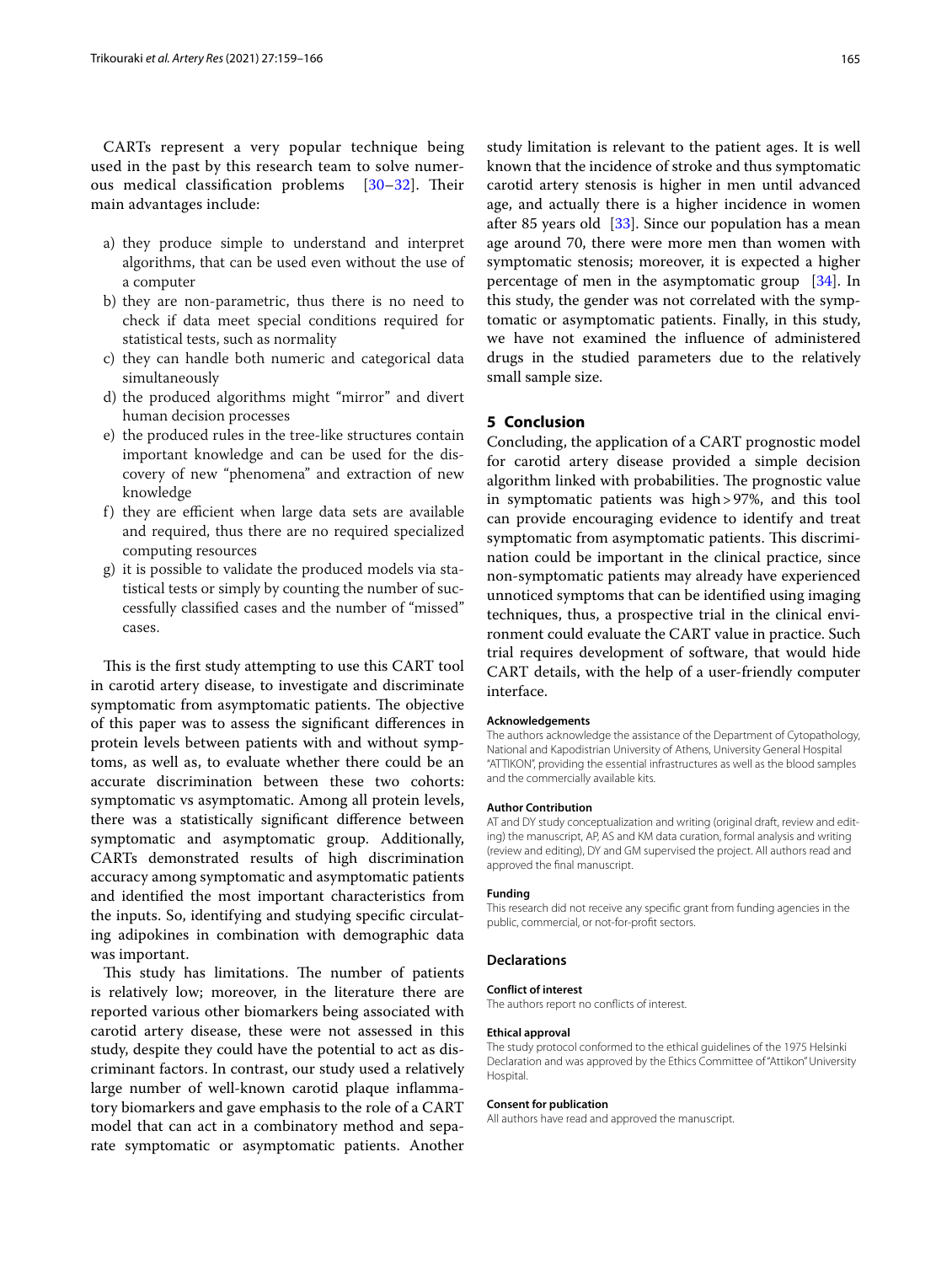CARTs represent a very popular technique being used in the past by this research team to solve numerous medical classification problems [30–32]. Their main advantages include:

a) they produce simple to understand and interpret algorithms, that can be used even without the use of a computer
b) they are non-parametric, thus there is no need to check if data meet special conditions required for statistical tests, such as normality
c) they can handle both numeric and categorical data simultaneously
d) the produced algorithms might "mirror" and divert human decision processes
e) the produced rules in the tree-like structures contain important knowledge and can be used for the discovery of new "phenomena" and extraction of new knowledge
f) they are efficient when large data sets are available and required, thus there are no required specialized computing resources
g) it is possible to validate the produced models via statistical tests or simply by counting the number of successfully classified cases and the number of "missed" cases.

This is the first study attempting to use this CART tool in carotid artery disease, to investigate and discriminate symptomatic from asymptomatic patients. The objective of this paper was to assess the significant differences in protein levels between patients with and without symptoms, as well as, to evaluate whether there could be an accurate discrimination between these two cohorts: symptomatic vs asymptomatic. Among all protein levels, there was a statistically significant difference between symptomatic and asymptomatic group. Additionally, CARTs demonstrated results of high discrimination accuracy among symptomatic and asymptomatic patients and identified the most important characteristics from the inputs. So, identifying and studying specific circulating adipokines in combination with demographic data was important.

This study has limitations. The number of patients is relatively low; moreover, in the literature there are reported various other biomarkers being associated with carotid artery disease, these were not assessed in this study, despite they could have the potential to act as discriminant factors. In contrast, our study used a relatively large number of well-known carotid plaque inflammatory biomarkers and gave emphasis to the role of a CART model that can act in a combinatory method and separate symptomatic or asymptomatic patients. Another study limitation is relevant to the patient ages. It is well known that the incidence of stroke and thus symptomatic carotid artery stenosis is higher in men until advanced age, and actually there is a higher incidence in women after 85 years old [33]. Since our population has a mean age around 70, there were more men than women with symptomatic stenosis; moreover, it is expected a higher percentage of men in the asymptomatic group [34]. In this study, the gender was not correlated with the symptomatic or asymptomatic patients. Finally, in this study, we have not examined the influence of administered drugs in the studied parameters due to the relatively small sample size.

## 5 Conclusion

Concluding, the application of a CART prognostic model for carotid artery disease provided a simple decision algorithm linked with probabilities. The prognostic value in symptomatic patients was high > 97%, and this tool can provide encouraging evidence to identify and treat symptomatic from asymptomatic patients. This discrimination could be important in the clinical practice, since non-symptomatic patients may already have experienced unnoticed symptoms that can be identified using imaging techniques, thus, a prospective trial in the clinical environment could evaluate the CART value in practice. Such trial requires development of software, that would hide CART details, with the help of a user-friendly computer interface.

#### Acknowledgements

The authors acknowledge the assistance of the Department of Cytopathology, National and Kapodistrian University of Athens, University General Hospital "ATTIKON", providing the essential infrastructures as well as the blood samples and the commercially available kits.

#### Author Contribution

AT and DY study conceptualization and writing (original draft, review and editing) the manuscript, AP, AS and KM data curation, formal analysis and writing (review and editing), DY and GM supervised the project. All authors read and approved the final manuscript.

#### Funding

This research did not receive any specific grant from funding agencies in the public, commercial, or not-for-profit sectors.

### Declarations

#### Conflict of interest

The authors report no conflicts of interest.

#### Ethical approval

The study protocol conformed to the ethical guidelines of the 1975 Helsinki Declaration and was approved by the Ethics Committee of "Attikon" University Hospital.

#### Consent for publication

All authors have read and approved the manuscript.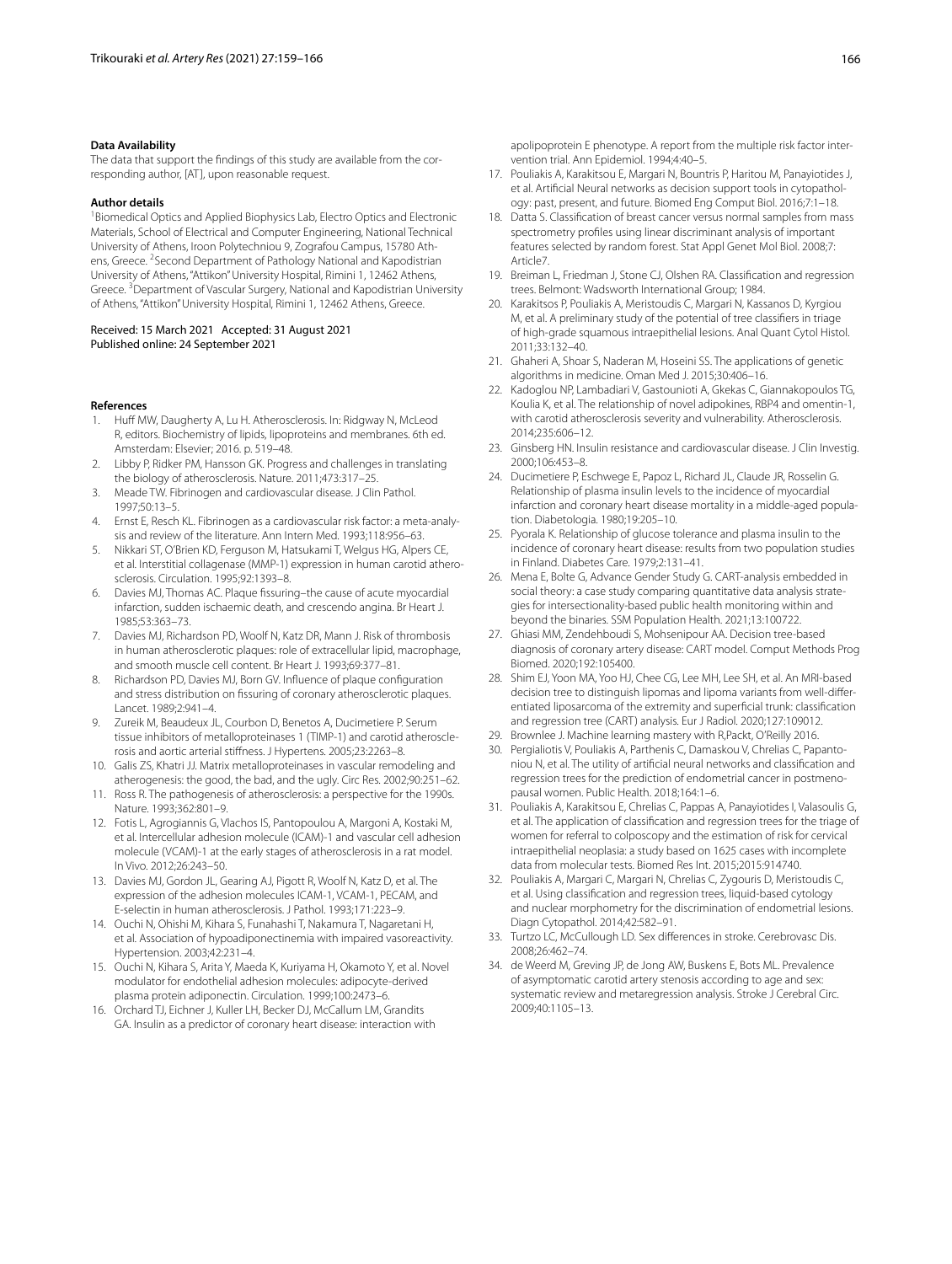**Data Availability**

The data that support the findings of this study are available from the corresponding author, [AT], upon reasonable request.

**Author details**

[1] Biomedical Optics and Applied Biophysics Lab, Electro Optics and Electronic Materials, School of Electrical and Computer Engineering, National Technical University of Athens, Iroon Polytechniou 9, Zografou Campus, 15780 Athens, Greece. [2] Second Department of Pathology National and Kapodistrian University of Athens, "Attikon" University Hospital, Rimini 1, 12462 Athens, Greece. [3] Department of Vascular Surgery, National and Kapodistrian University of Athens, "Attikon" University Hospital, Rimini 1, 12462 Athens, Greece.

Received: 15 March 2021 Accepted: 31 August 2021
Published online: 24 September 2021

**References**

1. Huff MW, Daugherty A, Lu H. Atherosclerosis. In: Ridgway N, McLeod R, editors. Biochemistry of lipids, lipoproteins and membranes. 6th ed. Amsterdam: Elsevier; 2016. p. 519–48.
2. Libby P, Ridker PM, Hansson GK. Progress and challenges in translating the biology of atherosclerosis. Nature. 2011;473:317–25.
3. Meade TW. Fibrinogen and cardiovascular disease. J Clin Pathol. 1997;50:13–5.
4. Ernst E, Resch KL. Fibrinogen as a cardiovascular risk factor: a meta-analysis and review of the literature. Ann Intern Med. 1993;118:956–63.
5. Nikkari ST, O'Brien KD, Ferguson M, Hatsukami T, Welgus HG, Alpers CE, et al. Interstitial collagenase (MMP-1) expression in human carotid atherosclerosis. Circulation. 1995;92:1393–8.
6. Davies MJ, Thomas AC. Plaque fissuring–the cause of acute myocardial infarction, sudden ischaemic death, and crescendo angina. Br Heart J. 1985;53:363–73.
7. Davies MJ, Richardson PD, Woolf N, Katz DR, Mann J. Risk of thrombosis in human atherosclerotic plaques: role of extracellular lipid, macrophage, and smooth muscle cell content. Br Heart J. 1993;69:377–81.
8. Richardson PD, Davies MJ, Born GV. Influence of plaque configuration and stress distribution on fissuring of coronary atherosclerotic plaques. Lancet. 1989;2:941–4.
9. Zureik M, Beaudeux JL, Courbon D, Benetos A, Ducimetiere P. Serum tissue inhibitors of metalloproteinases 1 (TIMP-1) and carotid atherosclerosis and aortic arterial stiffness. J Hypertens. 2005;23:2263–8.
10. Galis ZS, Khatri JJ. Matrix metalloproteinases in vascular remodeling and atherogenesis: the good, the bad, and the ugly. Circ Res. 2002;90:251–62.
11. Ross R. The pathogenesis of atherosclerosis: a perspective for the 1990s. Nature. 1993;362:801–9.
12. Fotis L, Agrogiannis G, Vlachos IS, Pantopoulou A, Margoni A, Kostaki M, et al. Intercellular adhesion molecule (ICAM)-1 and vascular cell adhesion molecule (VCAM)-1 at the early stages of atherosclerosis in a rat model. In Vivo. 2012;26:243–50.
13. Davies MJ, Gordon JL, Gearing AJ, Pigott R, Woolf N, Katz D, et al. The expression of the adhesion molecules ICAM-1, VCAM-1, PECAM, and E-selectin in human atherosclerosis. J Pathol. 1993;171:223–9.
14. Ouchi N, Ohishi M, Kihara S, Funahashi T, Nakamura T, Nagaretani H, et al. Association of hypoadiponectinemia with impaired vasoreactivity. Hypertension. 2003;42:231–4.
15. Ouchi N, Kihara S, Arita Y, Maeda K, Kuriyama H, Okamoto Y, et al. Novel modulator for endothelial adhesion molecules: adipocyte-derived plasma protein adiponectin. Circulation. 1999;100:2473–6.
16. Orchard TJ, Eichner J, Kuller LH, Becker DJ, McCallum LM, Grandits GA. Insulin as a predictor of coronary heart disease: interaction with apolipoprotein E phenotype. A report from the multiple risk factor intervention trial. Ann Epidemiol. 1994;4:40–5.
17. Pouliakis A, Karakitsou E, Margari N, Bountris P, Haritou M, Panayiotides J, et al. Artificial Neural networks as decision support tools in cytopathology: past, present, and future. Biomed Eng Comput Biol. 2016;7:1–18.
18. Datta S. Classification of breast cancer versus normal samples from mass spectrometry profiles using linear discriminant analysis of important features selected by random forest. Stat Appl Genet Mol Biol. 2008;7: Article7.
19. Breiman L, Friedman J, Stone CJ, Olshen RA. Classification and regression trees. Belmont: Wadsworth International Group; 1984.
20. Karakitsos P, Pouliakis A, Meristoudis C, Margari N, Kassanos D, Kyrgiou M, et al. A preliminary study of the potential of tree classifiers in triage of high-grade squamous intraepithelial lesions. Anal Quant Cytol Histol. 2011;33:132–40.
21. Ghaheri A, Shoar S, Naderan M, Hoseini SS. The applications of genetic algorithms in medicine. Oman Med J. 2015;30:406–16.
22. Kadoglou NP, Lambadiari V, Gastounioti A, Gkekas C, Giannakopoulos TG, Koulia K, et al. The relationship of novel adipokines, RBP4 and omentin-1, with carotid atherosclerosis severity and vulnerability. Atherosclerosis. 2014;235:606–12.
23. Ginsberg HN. Insulin resistance and cardiovascular disease. J Clin Investig. 2000;106:453–8.
24. Ducimetiere P, Eschwege E, Papoz L, Richard JL, Claude JR, Rosselin G. Relationship of plasma insulin levels to the incidence of myocardial infarction and coronary heart disease mortality in a middle-aged population. Diabetologia. 1980;19:205–10.
25. Pyorala K. Relationship of glucose tolerance and plasma insulin to the incidence of coronary heart disease: results from two population studies in Finland. Diabetes Care. 1979;2:131–41.
26. Mena E, Bolte G, Advance Gender Study G. CART-analysis embedded in social theory: a case study comparing quantitative data analysis strategies for intersectionality-based public health monitoring within and beyond the binaries. SSM Population Health. 2021;13:100722.
27. Ghiasi MM, Zendehboudi S, Mohsenipour AA. Decision tree-based diagnosis of coronary artery disease: CART model. Comput Methods Prog Biomed. 2020;192:105400.
28. Shim EJ, Yoon MA, Yoo HJ, Chee CG, Lee MH, Lee SH, et al. An MRI-based decision tree to distinguish lipomas and lipoma variants from well-differentiated liposarcoma of the extremity and superficial trunk: classification and regression tree (CART) analysis. Eur J Radiol. 2020;127:109012.
29. Brownlee J. Machine learning mastery with R,Packt, O'Reilly 2016.
30. Pergialiotis V, Pouliakis A, Parthenis C, Damaskou V, Chrelias C, Papantoniou N, et al. The utility of artificial neural networks and classification and regression trees for the prediction of endometrial cancer in postmenopausal women. Public Health. 2018;164:1–6.
31. Pouliakis A, Karakitsou E, Chrelias C, Pappas A, Panayiotides I, Valasoulis G, et al. The application of classification and regression trees for the triage of women for referral to colposcopy and the estimation of risk for cervical intraepithelial neoplasia: a study based on 1625 cases with incomplete data from molecular tests. Biomed Res Int. 2015;2015:914740.
32. Pouliakis A, Margari C, Margari N, Chrelias C, Zygouris D, Meristoudis C, et al. Using classification and regression trees, liquid-based cytology and nuclear morphometry for the discrimination of endometrial lesions. Diagn Cytopathol. 2014;42:582–91.
33. Turtzo LC, McCullough LD. Sex differences in stroke. Cerebrovasc Dis. 2008;26:462–74.
34. de Weerd M, Greving JP, de Jong AW, Buskens E, Bots ML. Prevalence of asymptomatic carotid artery stenosis according to age and sex: systematic review and metaregression analysis. Stroke J Cerebral Circ. 2009;40:1105–13.